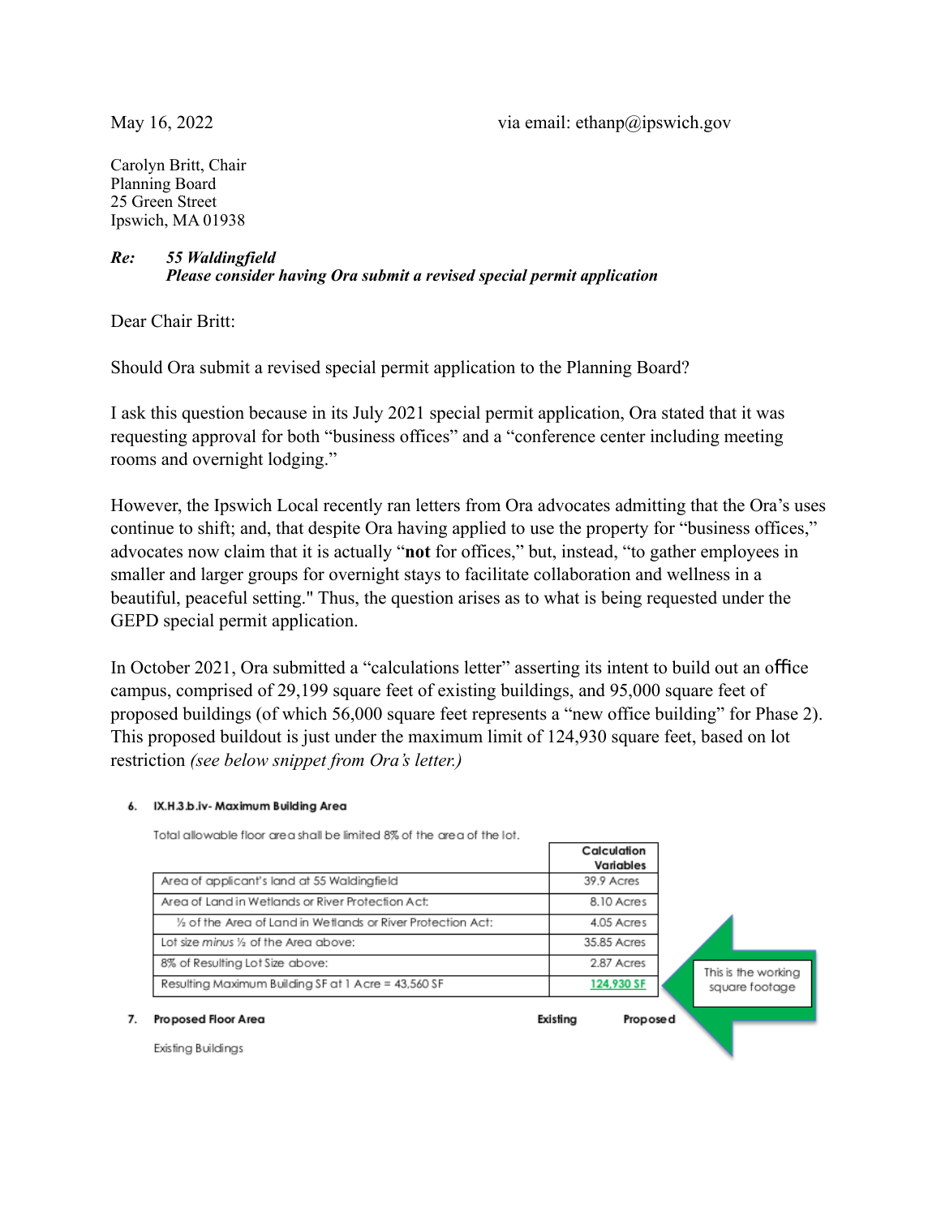May 16, 2022 via email: ethanp@ipswich.gov

Carolyn Britt, Chair
Planning Board
25 Green Street
Ipswich, MA 01938

***Re: 55 Waldingfield***
***Please consider having Ora submit a revised special permit application***

Dear Chair Britt:

Should Ora submit a revised special permit application to the Planning Board?

I ask this question because in its July 2021 special permit application, Ora stated that it was requesting approval for both "business offices" and a "conference center including meeting rooms and overnight lodging."

However, the Ipswich Local recently ran letters from Ora advocates admitting that the Ora's uses continue to shift; and, that despite Ora having applied to use the property for "business offices," advocates now claim that it is actually "**not** for offices," but, instead, "to gather employees in smaller and larger groups for overnight stays to facilitate collaboration and wellness in a beautiful, peaceful setting." Thus, the question arises as to what is being requested under the GEPD special permit application.

In October 2021, Ora submitted a "calculations letter" asserting its intent to build out an office campus, comprised of 29,199 square feet of existing buildings, and 95,000 square feet of proposed buildings (of which 56,000 square feet represents a "new office building" for Phase 2). This proposed buildout is just under the maximum limit of 124,930 square feet, based on lot restriction *(see below snippet from Ora's letter.)*

**6. IX.H.3.b.iv- Maximum Building Area**

Total allowable floor area shall be limited 8% of the area of the lot.

| | Calculation Variables |
|---|---|
| Area of applicant's land at 55 Waldingfield | 39.9 Acres |
| Area of Land in Wetlands or River Protection Act: | 8.10 Acres |
| ½ of the Area of Land in Wetlands or River Protection Act: | 4.05 Acres |
| Lot size *minus* ½ of the Area above: | 35.85 Acres |
| 8% of Resulting Lot Size above: | 2.87 Acres |
| Resulting Maximum Building SF at 1 Acre = 43,560 SF | 124,930 SF |

This is the working square footage

**7. Proposed Floor Area** **Existing** **Proposed**

Existing Buildings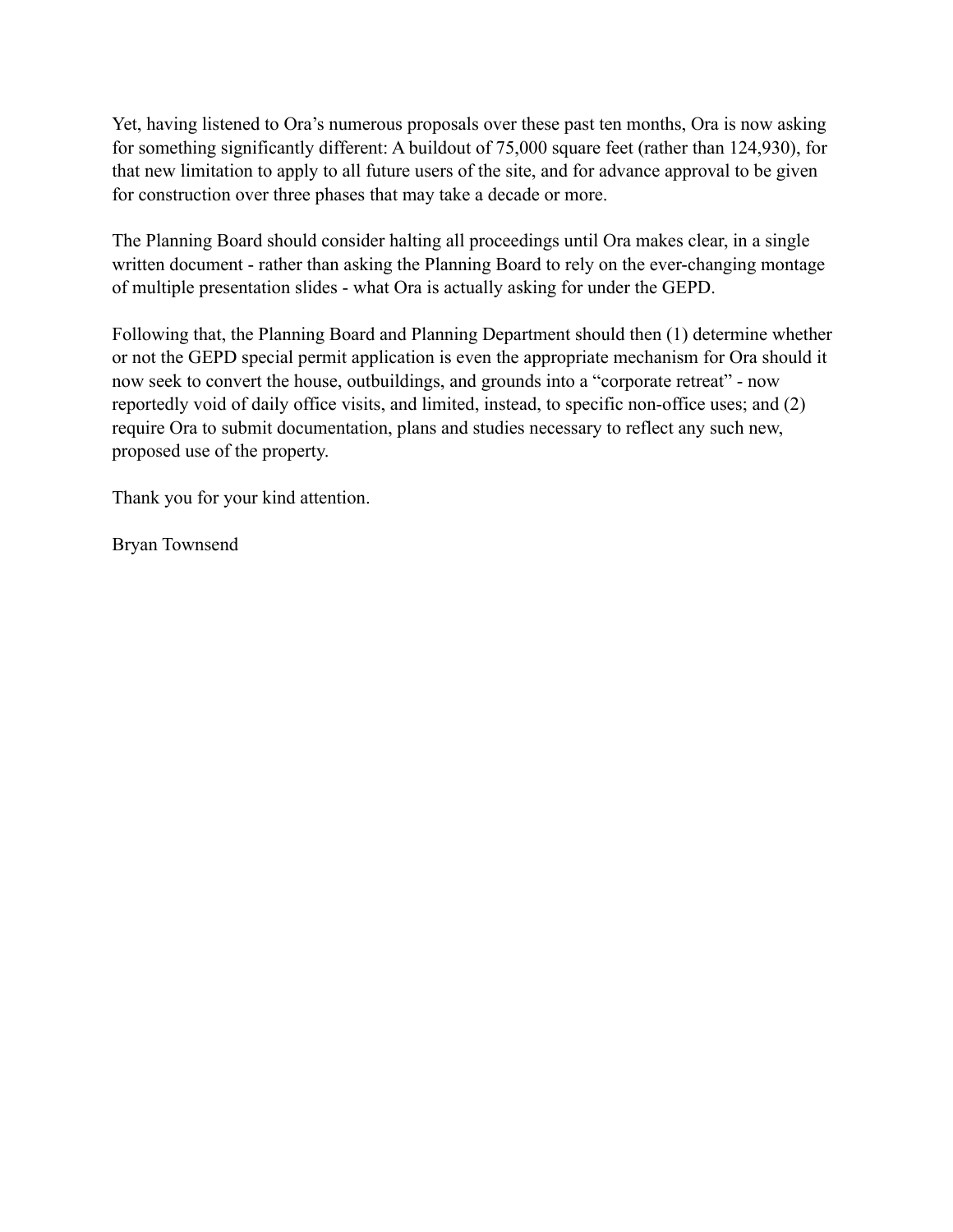Yet, having listened to Ora's numerous proposals over these past ten months, Ora is now asking for something significantly different: A buildout of 75,000 square feet (rather than 124,930), for that new limitation to apply to all future users of the site, and for advance approval to be given for construction over three phases that may take a decade or more.

The Planning Board should consider halting all proceedings until Ora makes clear, in a single written document - rather than asking the Planning Board to rely on the ever-changing montage of multiple presentation slides - what Ora is actually asking for under the GEPD.

Following that, the Planning Board and Planning Department should then (1) determine whether or not the GEPD special permit application is even the appropriate mechanism for Ora should it now seek to convert the house, outbuildings, and grounds into a "corporate retreat" - now reportedly void of daily office visits, and limited, instead, to specific non-office uses; and (2) require Ora to submit documentation, plans and studies necessary to reflect any such new, proposed use of the property.

Thank you for your kind attention.

Bryan Townsend